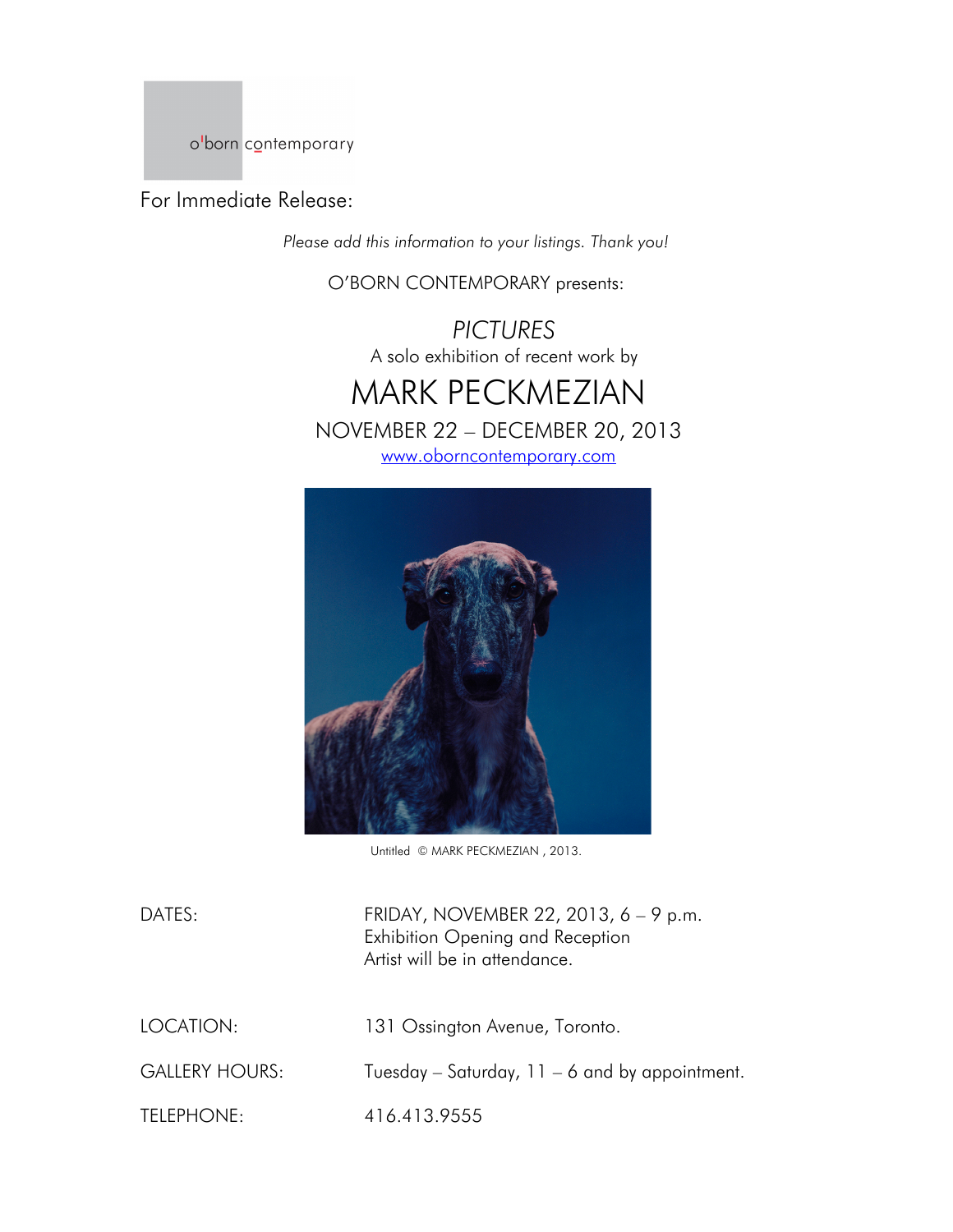o'born contemporary

For Immediate Release:

*Please add this information to your listings. Thank you!*

O'BORN CONTEMPORARY presents:

*PICTURES*

A solo exhibition of recent work by

# MARK PECKMEZIAN

NOVEMBER 22 – DECEMBER 20, 2013

www.oborncontemporary.com

Untitled © MARK PECKMEZIAN , 2013.

| | |
|---|---|
| DATES: | FRIDAY, NOVEMBER 22, 2013, 6 – 9 p.m.<br>Exhibition Opening and Reception<br>Artist will be in attendance. |
| LOCATION: | 131 Ossington Avenue, Toronto. |
| GALLERY HOURS: | Tuesday – Saturday, 11 – 6 and by appointment. |
| TELEPHONE: | 416.413.9555 |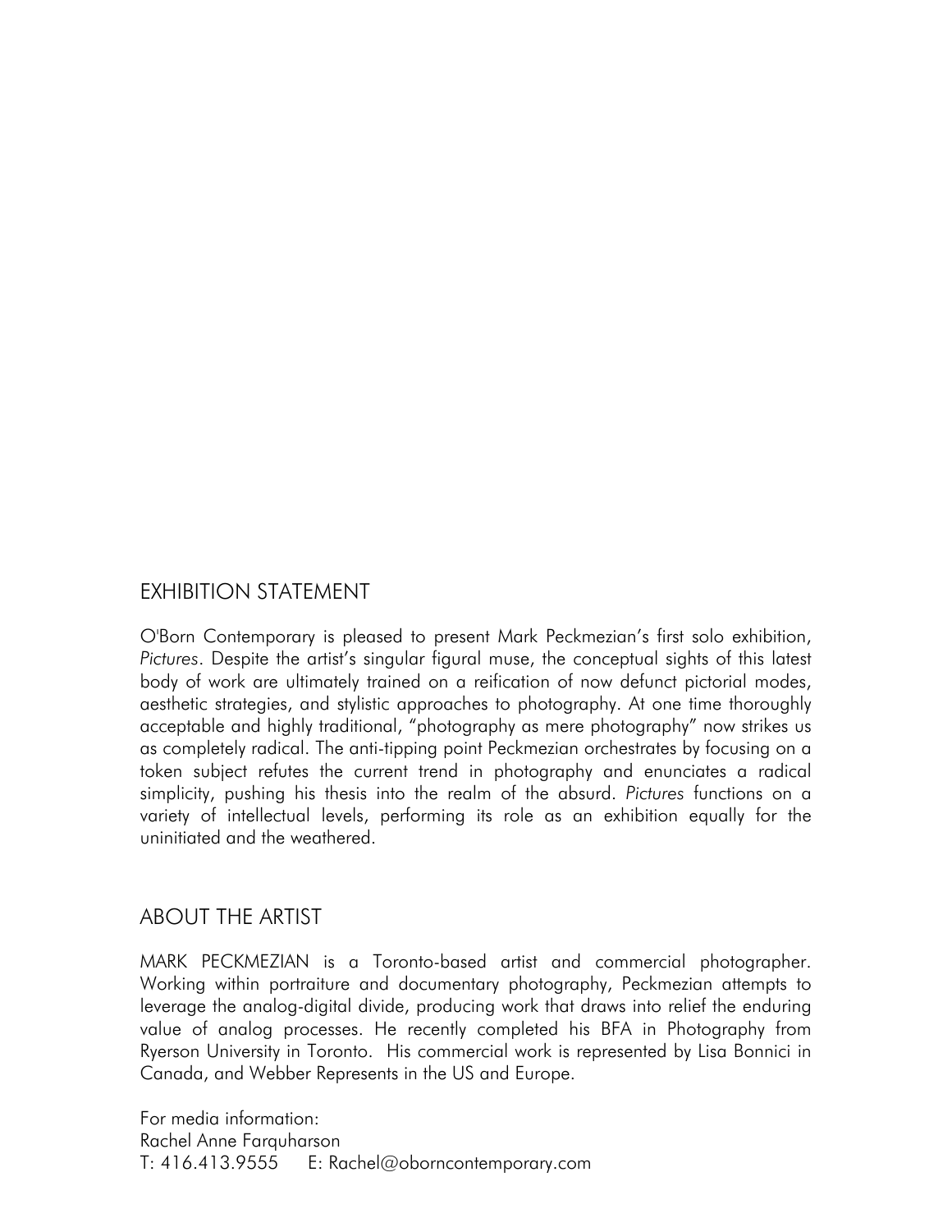## EXHIBITION STATEMENT

O'Born Contemporary is pleased to present Mark Peckmezian's first solo exhibition, *Pictures*. Despite the artist's singular figural muse, the conceptual sights of this latest body of work are ultimately trained on a reification of now defunct pictorial modes, aesthetic strategies, and stylistic approaches to photography. At one time thoroughly acceptable and highly traditional, "photography as mere photography" now strikes us as completely radical. The anti-tipping point Peckmezian orchestrates by focusing on a token subject refutes the current trend in photography and enunciates a radical simplicity, pushing his thesis into the realm of the absurd. *Pictures* functions on a variety of intellectual levels, performing its role as an exhibition equally for the uninitiated and the weathered.

## ABOUT THE ARTIST

MARK PECKMEZIAN is a Toronto-based artist and commercial photographer. Working within portraiture and documentary photography, Peckmezian attempts to leverage the analog-digital divide, producing work that draws into relief the enduring value of analog processes. He recently completed his BFA in Photography from Ryerson University in Toronto. His commercial work is represented by Lisa Bonnici in Canada, and Webber Represents in the US and Europe.

For media information:
Rachel Anne Farquharson
T: 416.413.9555 E: Rachel@oborncontemporary.com